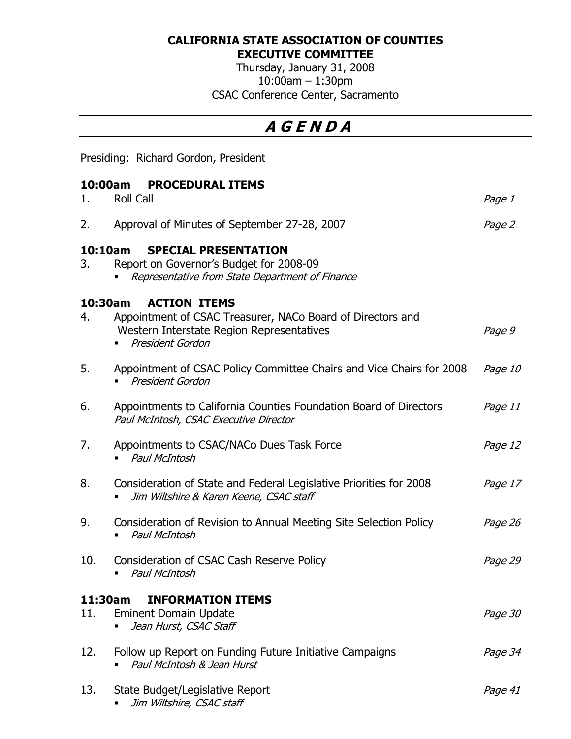**CALIFORNIA STATE ASSOCIATION OF COUNTIES**
**EXECUTIVE COMMITTEE**
Thursday, January 31, 2008
10:00am – 1:30pm
CSAC Conference Center, Sacramento

# *A G E N D A*

Presiding: Richard Gordon, President

## 10:00am PROCEDURAL ITEMS

1. Roll Call — *Page 1*

2. Approval of Minutes of September 27-28, 2007 — *Page 2*

## 10:10am SPECIAL PRESENTATION

3. Report on Governor's Budget for 2008-09
   - *Representative from State Department of Finance*

## 10:30am ACTION ITEMS

4. Appointment of CSAC Treasurer, NACo Board of Directors and Western Interstate Region Representatives — *Page 9*
   - *President Gordon*

5. Appointment of CSAC Policy Committee Chairs and Vice Chairs for 2008 — *Page 10*
   - *President Gordon*

6. Appointments to California Counties Foundation Board of Directors — *Page 11*
   *Paul McIntosh, CSAC Executive Director*

7. Appointments to CSAC/NACo Dues Task Force — *Page 12*
   - *Paul McIntosh*

8. Consideration of State and Federal Legislative Priorities for 2008 — *Page 17*
   - *Jim Wiltshire & Karen Keene, CSAC staff*

9. Consideration of Revision to Annual Meeting Site Selection Policy — *Page 26*
   - *Paul McIntosh*

10. Consideration of CSAC Cash Reserve Policy — *Page 29*
    - *Paul McIntosh*

## 11:30am INFORMATION ITEMS

11. Eminent Domain Update — *Page 30*
    - *Jean Hurst, CSAC Staff*

12. Follow up Report on Funding Future Initiative Campaigns — *Page 34*
    - *Paul McIntosh & Jean Hurst*

13. State Budget/Legislative Report — *Page 41*
    - *Jim Wiltshire, CSAC staff*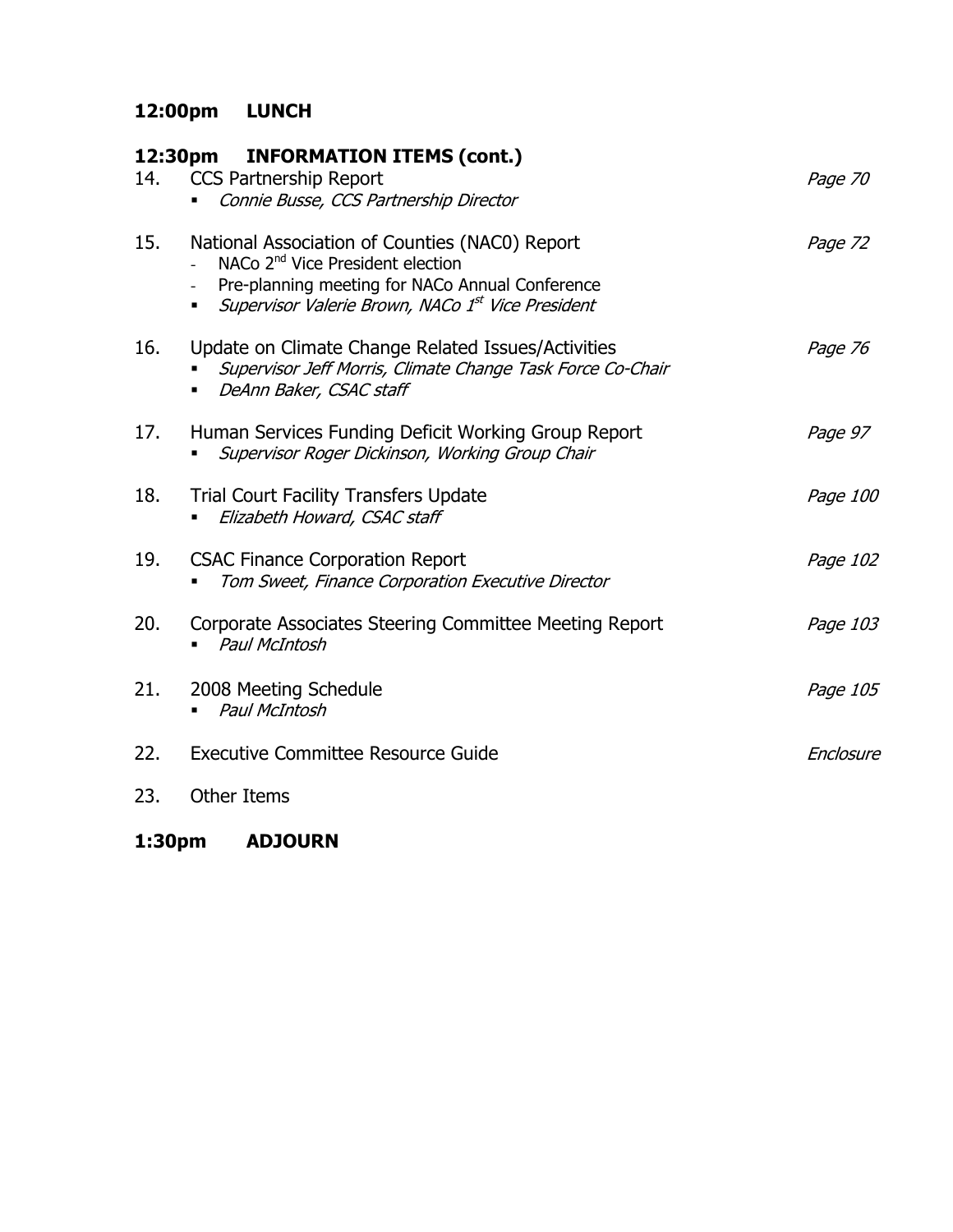**12:00pm LUNCH**

**12:30pm INFORMATION ITEMS (cont.)**

14. CCS Partnership Report — *Page 70*
    - *Connie Busse, CCS Partnership Director*

15. National Association of Counties (NAC0) Report — *Page 72*
    - NACo 2nd Vice President election
    - Pre-planning meeting for NACo Annual Conference
    - *Supervisor Valerie Brown, NACo 1st Vice President*

16. Update on Climate Change Related Issues/Activities — *Page 76*
    - *Supervisor Jeff Morris, Climate Change Task Force Co-Chair*
    - *DeAnn Baker, CSAC staff*

17. Human Services Funding Deficit Working Group Report — *Page 97*
    - *Supervisor Roger Dickinson, Working Group Chair*

18. Trial Court Facility Transfers Update — *Page 100*
    - *Elizabeth Howard, CSAC staff*

19. CSAC Finance Corporation Report — *Page 102*
    - *Tom Sweet, Finance Corporation Executive Director*

20. Corporate Associates Steering Committee Meeting Report — *Page 103*
    - *Paul McIntosh*

21. 2008 Meeting Schedule — *Page 105*
    - *Paul McIntosh*

22. Executive Committee Resource Guide — *Enclosure*

23. Other Items

**1:30pm ADJOURN**